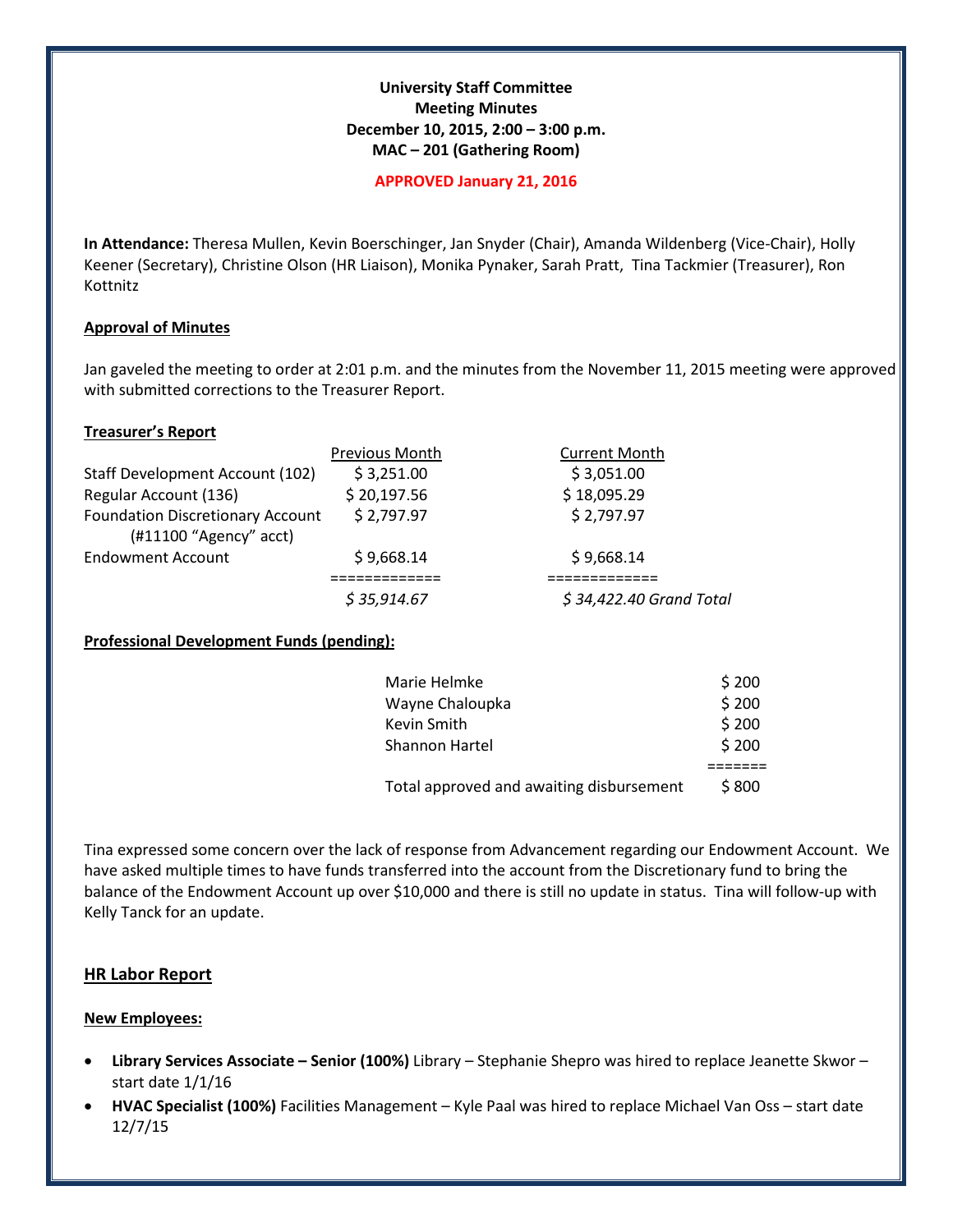**University Staff Committee**
**Meeting Minutes**
**December 10, 2015, 2:00 – 3:00 p.m.**
**MAC – 201 (Gathering Room)**

**APPROVED January 21, 2016**

**In Attendance:** Theresa Mullen, Kevin Boerschinger, Jan Snyder (Chair), Amanda Wildenberg (Vice-Chair), Holly Keener (Secretary), Christine Olson (HR Liaison), Monika Pynaker, Sarah Pratt, Tina Tackmier (Treasurer), Ron Kottnitz

## Approval of Minutes

Jan gaveled the meeting to order at 2:01 p.m. and the minutes from the November 11, 2015 meeting were approved with submitted corrections to the Treasurer Report.

## Treasurer's Report

| | Previous Month | Current Month |
|---|---|---|
| Staff Development Account (102) | $ 3,251.00 | $ 3,051.00 |
| Regular Account (136) | $ 20,197.56 | $ 18,095.29 |
| Foundation Discretionary Account (#11100 "Agency" acct) | $ 2,797.97 | $ 2,797.97 |
| Endowment Account | $ 9,668.14 | $ 9,668.14 |
| | ============ | ============ |
| | *$ 35,914.67* | *$ 34,422.40 Grand Total* |

## Professional Development Funds (pending):

| | |
|---|---|
| Marie Helmke | $ 200 |
| Wayne Chaloupka | $ 200 |
| Kevin Smith | $ 200 |
| Shannon Hartel | $ 200 |
| | ====== |
| Total approved and awaiting disbursement | $ 800 |

Tina expressed some concern over the lack of response from Advancement regarding our Endowment Account. We have asked multiple times to have funds transferred into the account from the Discretionary fund to bring the balance of the Endowment Account up over $10,000 and there is still no update in status. Tina will follow-up with Kelly Tanck for an update.

## HR Labor Report

### New Employees:

- **Library Services Associate – Senior (100%)** Library – Stephanie Shepro was hired to replace Jeanette Skwor – start date 1/1/16
- **HVAC Specialist (100%)** Facilities Management – Kyle Paal was hired to replace Michael Van Oss – start date 12/7/15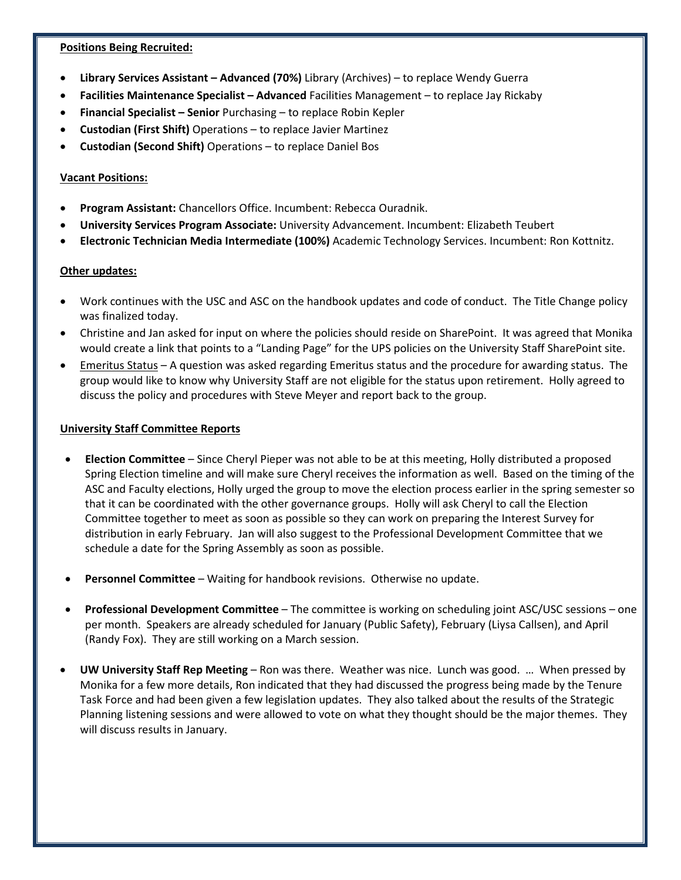**Positions Being Recruited:**

- **Library Services Assistant – Advanced (70%)** Library (Archives) – to replace Wendy Guerra
- **Facilities Maintenance Specialist – Advanced** Facilities Management – to replace Jay Rickaby
- **Financial Specialist – Senior** Purchasing – to replace Robin Kepler
- **Custodian (First Shift)** Operations – to replace Javier Martinez
- **Custodian (Second Shift)** Operations – to replace Daniel Bos

**Vacant Positions:**

- **Program Assistant:** Chancellors Office. Incumbent: Rebecca Ouradnik.
- **University Services Program Associate:** University Advancement. Incumbent: Elizabeth Teubert
- **Electronic Technician Media Intermediate (100%)** Academic Technology Services. Incumbent: Ron Kottnitz.

**Other updates:**

- Work continues with the USC and ASC on the handbook updates and code of conduct. The Title Change policy was finalized today.
- Christine and Jan asked for input on where the policies should reside on SharePoint. It was agreed that Monika would create a link that points to a "Landing Page" for the UPS policies on the University Staff SharePoint site.
- Emeritus Status – A question was asked regarding Emeritus status and the procedure for awarding status. The group would like to know why University Staff are not eligible for the status upon retirement. Holly agreed to discuss the policy and procedures with Steve Meyer and report back to the group.

**University Staff Committee Reports**

- **Election Committee** – Since Cheryl Pieper was not able to be at this meeting, Holly distributed a proposed Spring Election timeline and will make sure Cheryl receives the information as well. Based on the timing of the ASC and Faculty elections, Holly urged the group to move the election process earlier in the spring semester so that it can be coordinated with the other governance groups. Holly will ask Cheryl to call the Election Committee together to meet as soon as possible so they can work on preparing the Interest Survey for distribution in early February. Jan will also suggest to the Professional Development Committee that we schedule a date for the Spring Assembly as soon as possible.

- **Personnel Committee** – Waiting for handbook revisions. Otherwise no update.

- **Professional Development Committee** – The committee is working on scheduling joint ASC/USC sessions – one per month. Speakers are already scheduled for January (Public Safety), February (Liysa Callsen), and April (Randy Fox). They are still working on a March session.

- **UW University Staff Rep Meeting** – Ron was there. Weather was nice. Lunch was good. … When pressed by Monika for a few more details, Ron indicated that they had discussed the progress being made by the Tenure Task Force and had been given a few legislation updates. They also talked about the results of the Strategic Planning listening sessions and were allowed to vote on what they thought should be the major themes. They will discuss results in January.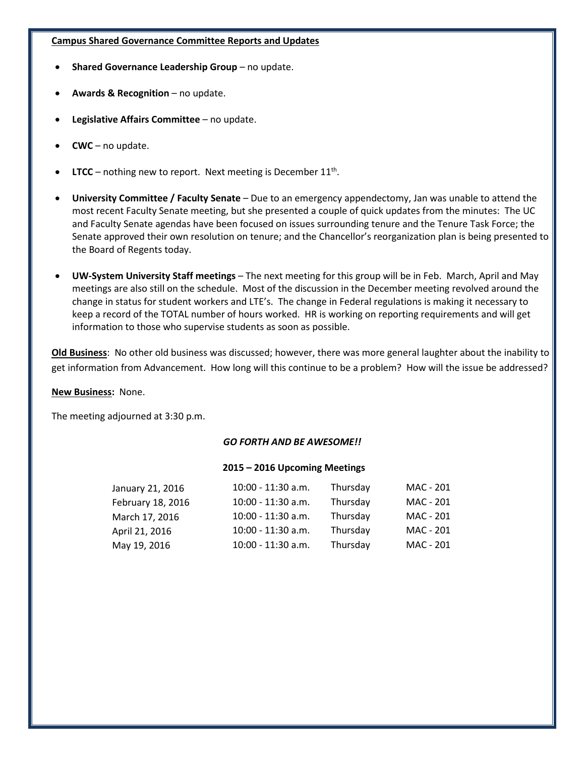**Campus Shared Governance Committee Reports and Updates**

- **Shared Governance Leadership Group** – no update.
- **Awards & Recognition** – no update.
- **Legislative Affairs Committee** – no update.
- **CWC** – no update.
- **LTCC** – nothing new to report. Next meeting is December 11th.
- **University Committee / Faculty Senate** – Due to an emergency appendectomy, Jan was unable to attend the most recent Faculty Senate meeting, but she presented a couple of quick updates from the minutes: The UC and Faculty Senate agendas have been focused on issues surrounding tenure and the Tenure Task Force; the Senate approved their own resolution on tenure; and the Chancellor's reorganization plan is being presented to the Board of Regents today.
- **UW-System University Staff meetings** – The next meeting for this group will be in Feb. March, April and May meetings are also still on the schedule. Most of the discussion in the December meeting revolved around the change in status for student workers and LTE's. The change in Federal regulations is making it necessary to keep a record of the TOTAL number of hours worked. HR is working on reporting requirements and will get information to those who supervise students as soon as possible.

**Old Business**: No other old business was discussed; however, there was more general laughter about the inability to get information from Advancement. How long will this continue to be a problem? How will the issue be addressed?

**New Business:** None.

The meeting adjourned at 3:30 p.m.

***GO FORTH AND BE AWESOME!!***

**2015 – 2016 Upcoming Meetings**

| | | | |
|---|---|---|---|
| January 21, 2016 | 10:00 - 11:30 a.m. | Thursday | MAC - 201 |
| February 18, 2016 | 10:00 - 11:30 a.m. | Thursday | MAC - 201 |
| March 17, 2016 | 10:00 - 11:30 a.m. | Thursday | MAC - 201 |
| April 21, 2016 | 10:00 - 11:30 a.m. | Thursday | MAC - 201 |
| May 19, 2016 | 10:00 - 11:30 a.m. | Thursday | MAC - 201 |